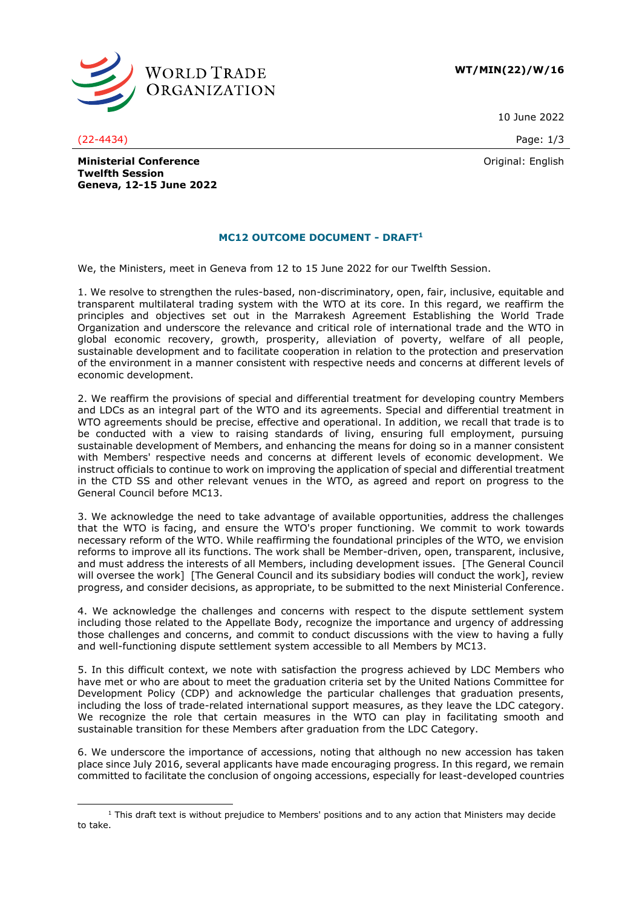**WT/MIN(22)/W/16**

10 June 2022

(22-4434)

Original: English

**Ministerial Conference**
**Twelfth Session**
**Geneva, 12-15 June 2022**

## MC12 OUTCOME DOCUMENT - DRAFT[1]

We, the Ministers, meet in Geneva from 12 to 15 June 2022 for our Twelfth Session.

1. We resolve to strengthen the rules-based, non-discriminatory, open, fair, inclusive, equitable and transparent multilateral trading system with the WTO at its core. In this regard, we reaffirm the principles and objectives set out in the Marrakesh Agreement Establishing the World Trade Organization and underscore the relevance and critical role of international trade and the WTO in global economic recovery, growth, prosperity, alleviation of poverty, welfare of all people, sustainable development and to facilitate cooperation in relation to the protection and preservation of the environment in a manner consistent with respective needs and concerns at different levels of economic development.

2. We reaffirm the provisions of special and differential treatment for developing country Members and LDCs as an integral part of the WTO and its agreements. Special and differential treatment in WTO agreements should be precise, effective and operational. In addition, we recall that trade is to be conducted with a view to raising standards of living, ensuring full employment, pursuing sustainable development of Members, and enhancing the means for doing so in a manner consistent with Members' respective needs and concerns at different levels of economic development. We instruct officials to continue to work on improving the application of special and differential treatment in the CTD SS and other relevant venues in the WTO, as agreed and report on progress to the General Council before MC13.

3. We acknowledge the need to take advantage of available opportunities, address the challenges that the WTO is facing, and ensure the WTO's proper functioning. We commit to work towards necessary reform of the WTO. While reaffirming the foundational principles of the WTO, we envision reforms to improve all its functions. The work shall be Member-driven, open, transparent, inclusive, and must address the interests of all Members, including development issues. [The General Council will oversee the work] [The General Council and its subsidiary bodies will conduct the work], review progress, and consider decisions, as appropriate, to be submitted to the next Ministerial Conference.

4. We acknowledge the challenges and concerns with respect to the dispute settlement system including those related to the Appellate Body, recognize the importance and urgency of addressing those challenges and concerns, and commit to conduct discussions with the view to having a fully and well-functioning dispute settlement system accessible to all Members by MC13.

5. In this difficult context, we note with satisfaction the progress achieved by LDC Members who have met or who are about to meet the graduation criteria set by the United Nations Committee for Development Policy (CDP) and acknowledge the particular challenges that graduation presents, including the loss of trade-related international support measures, as they leave the LDC category. We recognize the role that certain measures in the WTO can play in facilitating smooth and sustainable transition for these Members after graduation from the LDC Category.

6. We underscore the importance of accessions, noting that although no new accession has taken place since July 2016, several applicants have made encouraging progress. In this regard, we remain committed to facilitate the conclusion of ongoing accessions, especially for least-developed countries

---

[1] This draft text is without prejudice to Members' positions and to any action that Ministers may decide to take.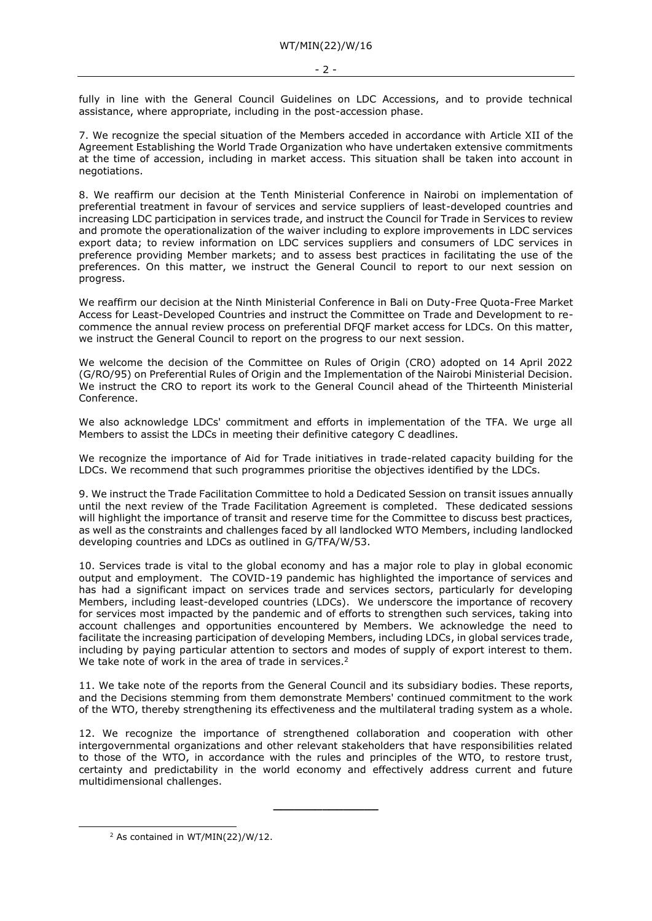fully in line with the General Council Guidelines on LDC Accessions, and to provide technical assistance, where appropriate, including in the post-accession phase.

7. We recognize the special situation of the Members acceded in accordance with Article XII of the Agreement Establishing the World Trade Organization who have undertaken extensive commitments at the time of accession, including in market access. This situation shall be taken into account in negotiations.

8. We reaffirm our decision at the Tenth Ministerial Conference in Nairobi on implementation of preferential treatment in favour of services and service suppliers of least-developed countries and increasing LDC participation in services trade, and instruct the Council for Trade in Services to review and promote the operationalization of the waiver including to explore improvements in LDC services export data; to review information on LDC services suppliers and consumers of LDC services in preference providing Member markets; and to assess best practices in facilitating the use of the preferences. On this matter, we instruct the General Council to report to our next session on progress.

We reaffirm our decision at the Ninth Ministerial Conference in Bali on Duty-Free Quota-Free Market Access for Least-Developed Countries and instruct the Committee on Trade and Development to re-commence the annual review process on preferential DFQF market access for LDCs. On this matter, we instruct the General Council to report on the progress to our next session.

We welcome the decision of the Committee on Rules of Origin (CRO) adopted on 14 April 2022 (G/RO/95) on Preferential Rules of Origin and the Implementation of the Nairobi Ministerial Decision. We instruct the CRO to report its work to the General Council ahead of the Thirteenth Ministerial Conference.

We also acknowledge LDCs' commitment and efforts in implementation of the TFA. We urge all Members to assist the LDCs in meeting their definitive category C deadlines.

We recognize the importance of Aid for Trade initiatives in trade-related capacity building for the LDCs. We recommend that such programmes prioritise the objectives identified by the LDCs.

9. We instruct the Trade Facilitation Committee to hold a Dedicated Session on transit issues annually until the next review of the Trade Facilitation Agreement is completed. These dedicated sessions will highlight the importance of transit and reserve time for the Committee to discuss best practices, as well as the constraints and challenges faced by all landlocked WTO Members, including landlocked developing countries and LDCs as outlined in G/TFA/W/53.

10. Services trade is vital to the global economy and has a major role to play in global economic output and employment. The COVID-19 pandemic has highlighted the importance of services and has had a significant impact on services trade and services sectors, particularly for developing Members, including least-developed countries (LDCs). We underscore the importance of recovery for services most impacted by the pandemic and of efforts to strengthen such services, taking into account challenges and opportunities encountered by Members. We acknowledge the need to facilitate the increasing participation of developing Members, including LDCs, in global services trade, including by paying particular attention to sectors and modes of supply of export interest to them. We take note of work in the area of trade in services.[2]

11. We take note of the reports from the General Council and its subsidiary bodies. These reports, and the Decisions stemming from them demonstrate Members' continued commitment to the work of the WTO, thereby strengthening its effectiveness and the multilateral trading system as a whole.

12. We recognize the importance of strengthened collaboration and cooperation with other intergovernmental organizations and other relevant stakeholders that have responsibilities related to those of the WTO, in accordance with the rules and principles of the WTO, to restore trust, certainty and predictability in the world economy and effectively address current and future multidimensional challenges.

---

[2] As contained in WT/MIN(22)/W/12.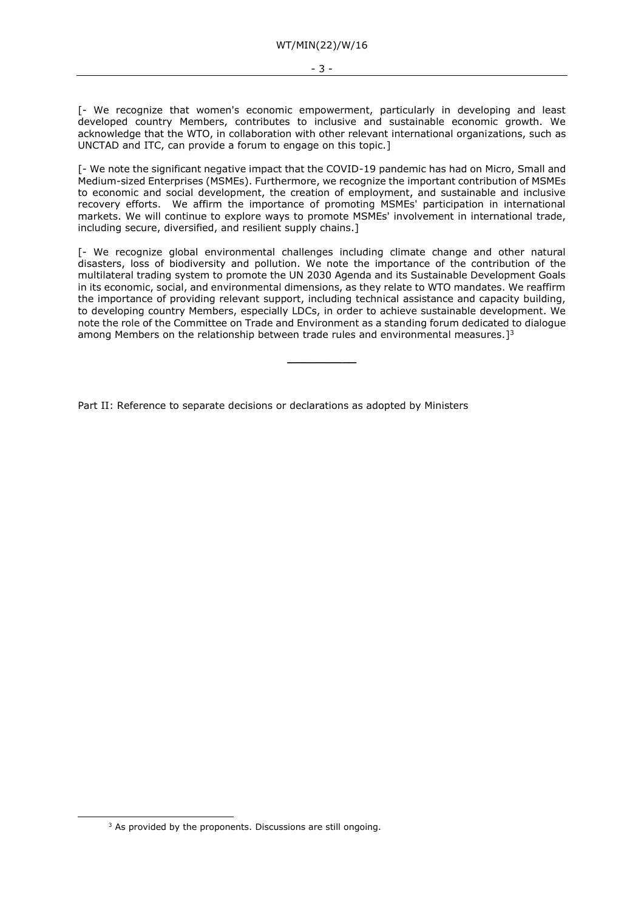[- We recognize that women's economic empowerment, particularly in developing and least developed country Members, contributes to inclusive and sustainable economic growth. We acknowledge that the WTO, in collaboration with other relevant international organizations, such as UNCTAD and ITC, can provide a forum to engage on this topic.]

[- We note the significant negative impact that the COVID-19 pandemic has had on Micro, Small and Medium-sized Enterprises (MSMEs). Furthermore, we recognize the important contribution of MSMEs to economic and social development, the creation of employment, and sustainable and inclusive recovery efforts. We affirm the importance of promoting MSMEs' participation in international markets. We will continue to explore ways to promote MSMEs' involvement in international trade, including secure, diversified, and resilient supply chains.]

[- We recognize global environmental challenges including climate change and other natural disasters, loss of biodiversity and pollution. We note the importance of the contribution of the multilateral trading system to promote the UN 2030 Agenda and its Sustainable Development Goals in its economic, social, and environmental dimensions, as they relate to WTO mandates. We reaffirm the importance of providing relevant support, including technical assistance and capacity building, to developing country Members, especially LDCs, in order to achieve sustainable development. We note the role of the Committee on Trade and Environment as a standing forum dedicated to dialogue among Members on the relationship between trade rules and environmental measures.][3]

---

Part II: Reference to separate decisions or declarations as adopted by Ministers

[3] As provided by the proponents. Discussions are still ongoing.